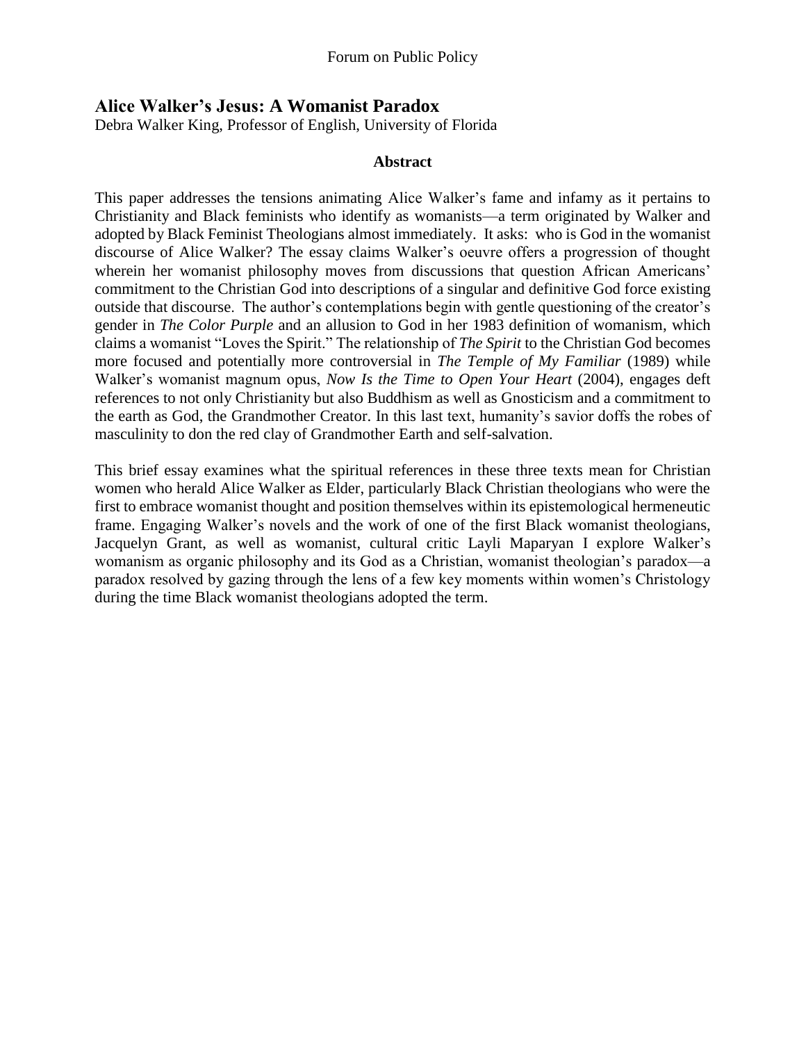# Alice Walker's Jesus: A Womanist Paradox

Debra Walker King, Professor of English, University of Florida

**Abstract**

This paper addresses the tensions animating Alice Walker's fame and infamy as it pertains to Christianity and Black feminists who identify as womanists—a term originated by Walker and adopted by Black Feminist Theologians almost immediately. It asks: who is God in the womanist discourse of Alice Walker? The essay claims Walker's oeuvre offers a progression of thought wherein her womanist philosophy moves from discussions that question African Americans' commitment to the Christian God into descriptions of a singular and definitive God force existing outside that discourse. The author's contemplations begin with gentle questioning of the creator's gender in *The Color Purple* and an allusion to God in her 1983 definition of womanism, which claims a womanist "Loves the Spirit." The relationship of *The Spirit* to the Christian God becomes more focused and potentially more controversial in *The Temple of My Familiar* (1989) while Walker's womanist magnum opus, *Now Is the Time to Open Your Heart* (2004), engages deft references to not only Christianity but also Buddhism as well as Gnosticism and a commitment to the earth as God, the Grandmother Creator. In this last text, humanity's savior doffs the robes of masculinity to don the red clay of Grandmother Earth and self-salvation.

This brief essay examines what the spiritual references in these three texts mean for Christian women who herald Alice Walker as Elder, particularly Black Christian theologians who were the first to embrace womanist thought and position themselves within its epistemological hermeneutic frame. Engaging Walker's novels and the work of one of the first Black womanist theologians, Jacquelyn Grant, as well as womanist, cultural critic Layli Maparyan I explore Walker's womanism as organic philosophy and its God as a Christian, womanist theologian's paradox—a paradox resolved by gazing through the lens of a few key moments within women's Christology during the time Black womanist theologians adopted the term.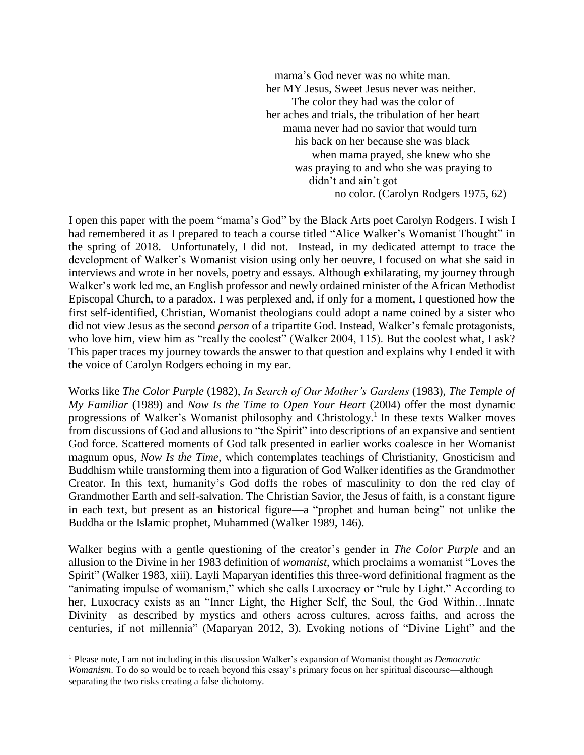mama's God never was no white man.  
her MY Jesus, Sweet Jesus never was neither.  
The color they had was the color of  
her aches and trials, the tribulation of her heart  
mama never had no savior that would turn  
his back on her because she was black  
when mama prayed, she knew who she  
was praying to and who she was praying to  
didn't and ain't got  
no color. (Carolyn Rodgers 1975, 62)

I open this paper with the poem "mama's God" by the Black Arts poet Carolyn Rodgers. I wish I had remembered it as I prepared to teach a course titled "Alice Walker's Womanist Thought" in the spring of 2018. Unfortunately, I did not. Instead, in my dedicated attempt to trace the development of Walker's Womanist vision using only her oeuvre, I focused on what she said in interviews and wrote in her novels, poetry and essays. Although exhilarating, my journey through Walker's work led me, an English professor and newly ordained minister of the African Methodist Episcopal Church, to a paradox. I was perplexed and, if only for a moment, I questioned how the first self-identified, Christian, Womanist theologians could adopt a name coined by a sister who did not view Jesus as the second *person* of a tripartite God. Instead, Walker's female protagonists, who love him, view him as "really the coolest" (Walker 2004, 115). But the coolest what, I ask? This paper traces my journey towards the answer to that question and explains why I ended it with the voice of Carolyn Rodgers echoing in my ear.

Works like *The Color Purple* (1982), *In Search of Our Mother's Gardens* (1983), *The Temple of My Familiar* (1989) and *Now Is the Time to Open Your Heart* (2004) offer the most dynamic progressions of Walker's Womanist philosophy and Christology.[1] In these texts Walker moves from discussions of God and allusions to "the Spirit" into descriptions of an expansive and sentient God force. Scattered moments of God talk presented in earlier works coalesce in her Womanist magnum opus, *Now Is the Time*, which contemplates teachings of Christianity, Gnosticism and Buddhism while transforming them into a figuration of God Walker identifies as the Grandmother Creator. In this text, humanity's God doffs the robes of masculinity to don the red clay of Grandmother Earth and self-salvation. The Christian Savior, the Jesus of faith, is a constant figure in each text, but present as an historical figure—a "prophet and human being" not unlike the Buddha or the Islamic prophet, Muhammed (Walker 1989, 146).

Walker begins with a gentle questioning of the creator's gender in *The Color Purple* and an allusion to the Divine in her 1983 definition of *womanist*, which proclaims a womanist "Loves the Spirit" (Walker 1983, xiii). Layli Maparyan identifies this three-word definitional fragment as the "animating impulse of womanism," which she calls Luxocracy or "rule by Light." According to her, Luxocracy exists as an "Inner Light, the Higher Self, the Soul, the God Within…Innate Divinity—as described by mystics and others across cultures, across faiths, and across the centuries, if not millennia" (Maparyan 2012, 3). Evoking notions of "Divine Light" and the

[1] Please note, I am not including in this discussion Walker's expansion of Womanist thought as *Democratic Womanism*. To do so would be to reach beyond this essay's primary focus on her spiritual discourse—although separating the two risks creating a false dichotomy.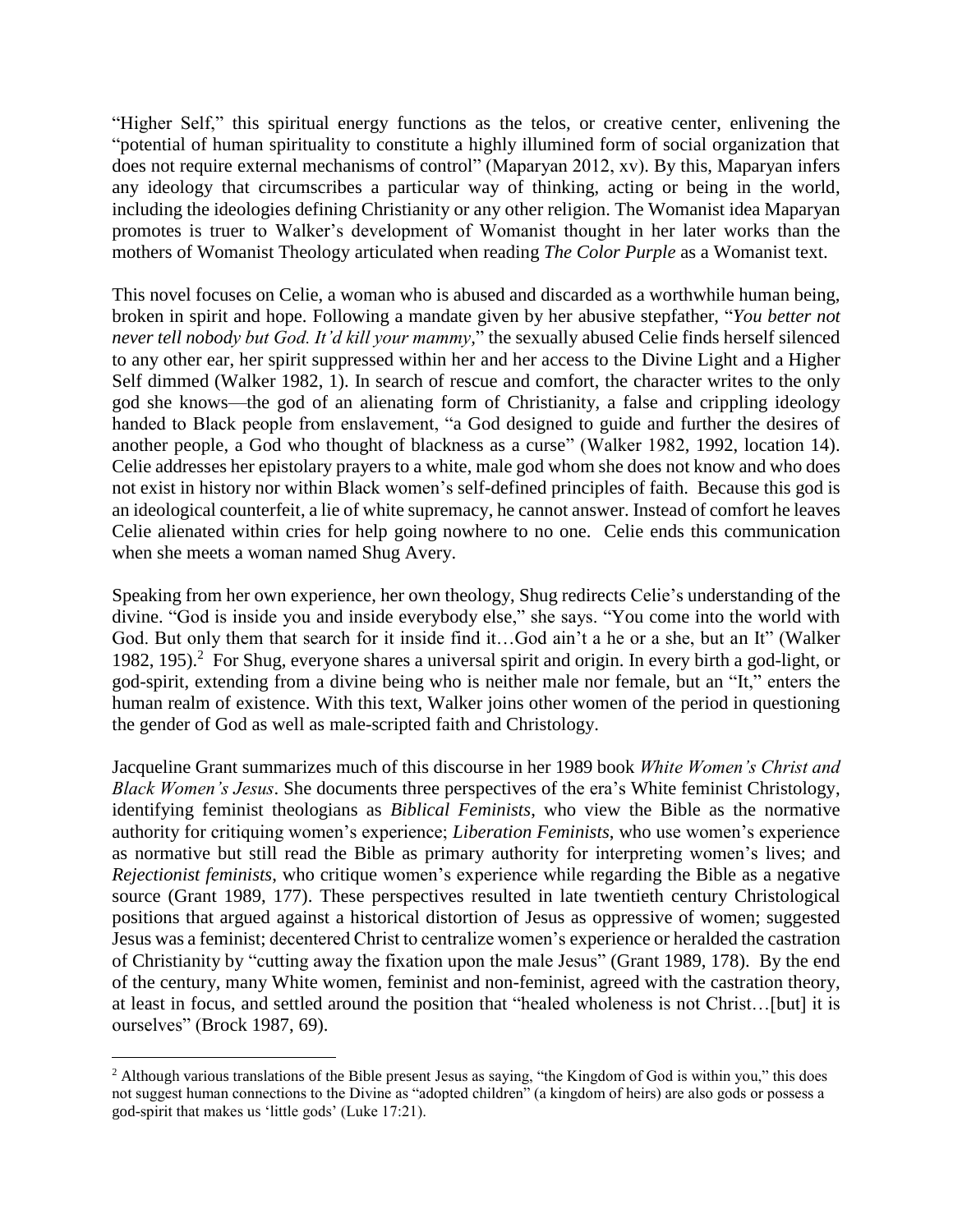"Higher Self," this spiritual energy functions as the telos, or creative center, enlivening the "potential of human spirituality to constitute a highly illumined form of social organization that does not require external mechanisms of control" (Maparyan 2012, xv). By this, Maparyan infers any ideology that circumscribes a particular way of thinking, acting or being in the world, including the ideologies defining Christianity or any other religion. The Womanist idea Maparyan promotes is truer to Walker's development of Womanist thought in her later works than the mothers of Womanist Theology articulated when reading *The Color Purple* as a Womanist text.

This novel focuses on Celie, a woman who is abused and discarded as a worthwhile human being, broken in spirit and hope. Following a mandate given by her abusive stepfather, "*You better not never tell nobody but God. It'd kill your mammy*," the sexually abused Celie finds herself silenced to any other ear, her spirit suppressed within her and her access to the Divine Light and a Higher Self dimmed (Walker 1982, 1). In search of rescue and comfort, the character writes to the only god she knows—the god of an alienating form of Christianity, a false and crippling ideology handed to Black people from enslavement, "a God designed to guide and further the desires of another people, a God who thought of blackness as a curse" (Walker 1982, 1992, location 14). Celie addresses her epistolary prayers to a white, male god whom she does not know and who does not exist in history nor within Black women's self-defined principles of faith. Because this god is an ideological counterfeit, a lie of white supremacy, he cannot answer. Instead of comfort he leaves Celie alienated within cries for help going nowhere to no one. Celie ends this communication when she meets a woman named Shug Avery.

Speaking from her own experience, her own theology, Shug redirects Celie's understanding of the divine. "God is inside you and inside everybody else," she says. "You come into the world with God. But only them that search for it inside find it…God ain't a he or a she, but an It" (Walker 1982, 195).[2] For Shug, everyone shares a universal spirit and origin. In every birth a god-light, or god-spirit, extending from a divine being who is neither male nor female, but an "It," enters the human realm of existence. With this text, Walker joins other women of the period in questioning the gender of God as well as male-scripted faith and Christology.

Jacqueline Grant summarizes much of this discourse in her 1989 book *White Women's Christ and Black Women's Jesus*. She documents three perspectives of the era's White feminist Christology, identifying feminist theologians as *Biblical Feminists*, who view the Bible as the normative authority for critiquing women's experience; *Liberation Feminists*, who use women's experience as normative but still read the Bible as primary authority for interpreting women's lives; and *Rejectionist feminists*, who critique women's experience while regarding the Bible as a negative source (Grant 1989, 177). These perspectives resulted in late twentieth century Christological positions that argued against a historical distortion of Jesus as oppressive of women; suggested Jesus was a feminist; decentered Christ to centralize women's experience or heralded the castration of Christianity by "cutting away the fixation upon the male Jesus" (Grant 1989, 178). By the end of the century, many White women, feminist and non-feminist, agreed with the castration theory, at least in focus, and settled around the position that "healed wholeness is not Christ…[but] it is ourselves" (Brock 1987, 69).

[2] Although various translations of the Bible present Jesus as saying, "the Kingdom of God is within you," this does not suggest human connections to the Divine as "adopted children" (a kingdom of heirs) are also gods or possess a god-spirit that makes us 'little gods' (Luke 17:21).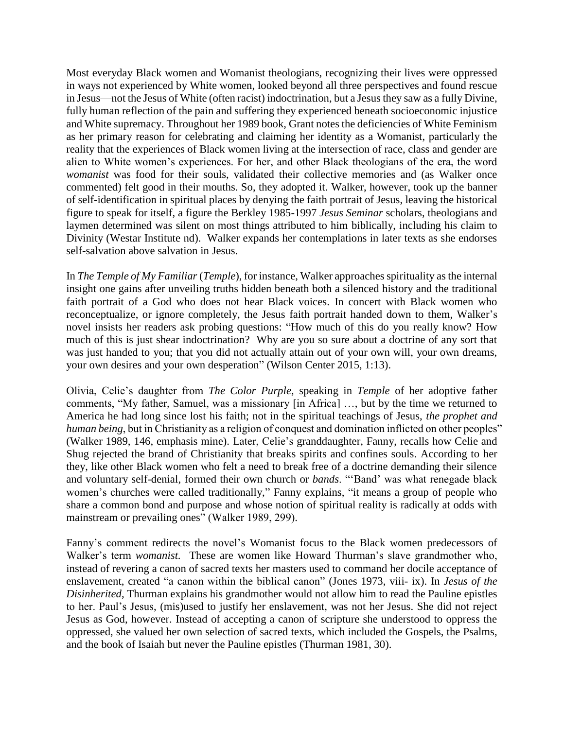Most everyday Black women and Womanist theologians, recognizing their lives were oppressed in ways not experienced by White women, looked beyond all three perspectives and found rescue in Jesus—not the Jesus of White (often racist) indoctrination, but a Jesus they saw as a fully Divine, fully human reflection of the pain and suffering they experienced beneath socioeconomic injustice and White supremacy. Throughout her 1989 book, Grant notes the deficiencies of White Feminism as her primary reason for celebrating and claiming her identity as a Womanist, particularly the reality that the experiences of Black women living at the intersection of race, class and gender are alien to White women's experiences. For her, and other Black theologians of the era, the word *womanist* was food for their souls, validated their collective memories and (as Walker once commented) felt good in their mouths. So, they adopted it. Walker, however, took up the banner of self-identification in spiritual places by denying the faith portrait of Jesus, leaving the historical figure to speak for itself, a figure the Berkley 1985-1997 *Jesus Seminar* scholars, theologians and laymen determined was silent on most things attributed to him biblically, including his claim to Divinity (Westar Institute nd). Walker expands her contemplations in later texts as she endorses self-salvation above salvation in Jesus.

In *The Temple of My Familiar* (*Temple*), for instance, Walker approaches spirituality as the internal insight one gains after unveiling truths hidden beneath both a silenced history and the traditional faith portrait of a God who does not hear Black voices. In concert with Black women who reconceptualize, or ignore completely, the Jesus faith portrait handed down to them, Walker's novel insists her readers ask probing questions: "How much of this do you really know? How much of this is just shear indoctrination? Why are you so sure about a doctrine of any sort that was just handed to you; that you did not actually attain out of your own will, your own dreams, your own desires and your own desperation" (Wilson Center 2015, 1:13).

Olivia, Celie's daughter from *The Color Purple*, speaking in *Temple* of her adoptive father comments, "My father, Samuel, was a missionary [in Africa] …, but by the time we returned to America he had long since lost his faith; not in the spiritual teachings of Jesus, *the prophet and human being*, but in Christianity as a religion of conquest and domination inflicted on other peoples" (Walker 1989, 146, emphasis mine). Later, Celie's granddaughter, Fanny, recalls how Celie and Shug rejected the brand of Christianity that breaks spirits and confines souls. According to her they, like other Black women who felt a need to break free of a doctrine demanding their silence and voluntary self-denial, formed their own church or *bands*. "'Band' was what renegade black women's churches were called traditionally," Fanny explains, "it means a group of people who share a common bond and purpose and whose notion of spiritual reality is radically at odds with mainstream or prevailing ones" (Walker 1989, 299).

Fanny's comment redirects the novel's Womanist focus to the Black women predecessors of Walker's term *womanist.* These are women like Howard Thurman's slave grandmother who, instead of revering a canon of sacred texts her masters used to command her docile acceptance of enslavement, created "a canon within the biblical canon" (Jones 1973, viii- ix). In *Jesus of the Disinherited,* Thurman explains his grandmother would not allow him to read the Pauline epistles to her. Paul's Jesus, (mis)used to justify her enslavement, was not her Jesus. She did not reject Jesus as God, however. Instead of accepting a canon of scripture she understood to oppress the oppressed, she valued her own selection of sacred texts, which included the Gospels, the Psalms, and the book of Isaiah but never the Pauline epistles (Thurman 1981, 30).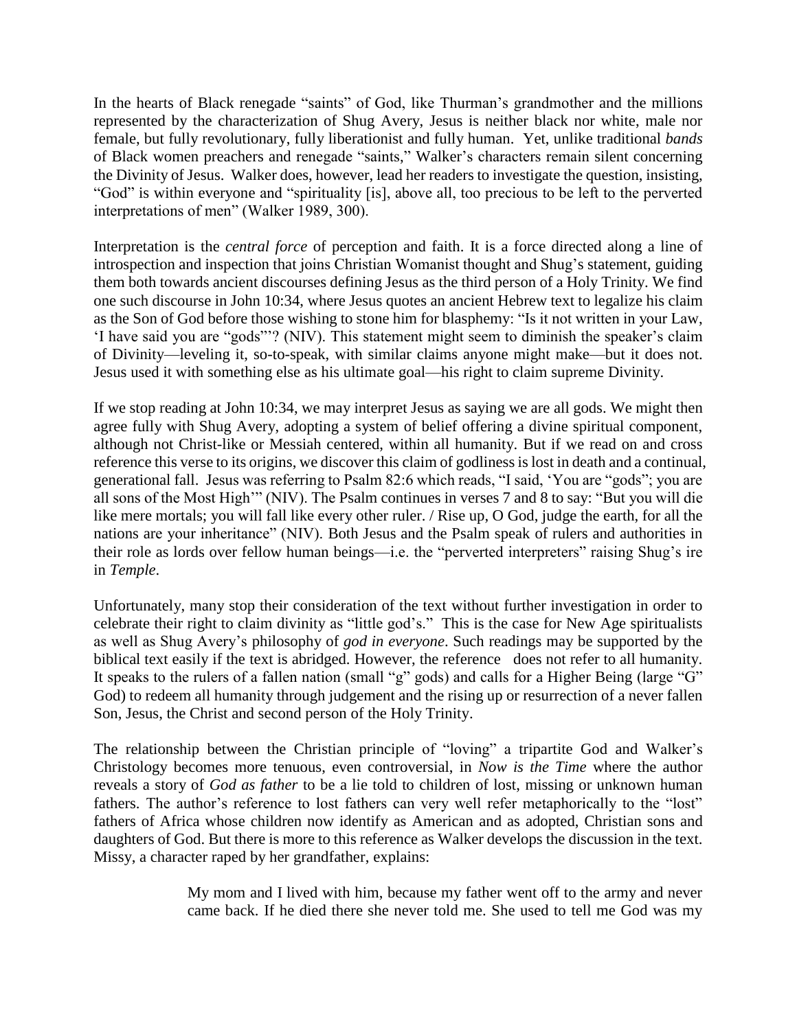In the hearts of Black renegade "saints" of God, like Thurman's grandmother and the millions represented by the characterization of Shug Avery, Jesus is neither black nor white, male nor female, but fully revolutionary, fully liberationist and fully human. Yet, unlike traditional *bands* of Black women preachers and renegade "saints," Walker's characters remain silent concerning the Divinity of Jesus. Walker does, however, lead her readers to investigate the question, insisting, "God" is within everyone and "spirituality [is], above all, too precious to be left to the perverted interpretations of men" (Walker 1989, 300).

Interpretation is the *central force* of perception and faith. It is a force directed along a line of introspection and inspection that joins Christian Womanist thought and Shug's statement, guiding them both towards ancient discourses defining Jesus as the third person of a Holy Trinity. We find one such discourse in John 10:34, where Jesus quotes an ancient Hebrew text to legalize his claim as the Son of God before those wishing to stone him for blasphemy: "Is it not written in your Law, 'I have said you are "gods"'? (NIV). This statement might seem to diminish the speaker's claim of Divinity—leveling it, so-to-speak, with similar claims anyone might make—but it does not. Jesus used it with something else as his ultimate goal—his right to claim supreme Divinity.

If we stop reading at John 10:34, we may interpret Jesus as saying we are all gods. We might then agree fully with Shug Avery, adopting a system of belief offering a divine spiritual component, although not Christ-like or Messiah centered, within all humanity. But if we read on and cross reference this verse to its origins, we discover this claim of godliness is lost in death and a continual, generational fall. Jesus was referring to Psalm 82:6 which reads, "I said, 'You are "gods"; you are all sons of the Most High'" (NIV). The Psalm continues in verses 7 and 8 to say: "But you will die like mere mortals; you will fall like every other ruler. / Rise up, O God, judge the earth, for all the nations are your inheritance" (NIV). Both Jesus and the Psalm speak of rulers and authorities in their role as lords over fellow human beings—i.e. the "perverted interpreters" raising Shug's ire in *Temple*.

Unfortunately, many stop their consideration of the text without further investigation in order to celebrate their right to claim divinity as "little god's." This is the case for New Age spiritualists as well as Shug Avery's philosophy of *god in everyone*. Such readings may be supported by the biblical text easily if the text is abridged. However, the reference does not refer to all humanity. It speaks to the rulers of a fallen nation (small "g" gods) and calls for a Higher Being (large "G" God) to redeem all humanity through judgement and the rising up or resurrection of a never fallen Son, Jesus, the Christ and second person of the Holy Trinity.

The relationship between the Christian principle of "loving" a tripartite God and Walker's Christology becomes more tenuous, even controversial, in *Now is the Time* where the author reveals a story of *God as father* to be a lie told to children of lost, missing or unknown human fathers. The author's reference to lost fathers can very well refer metaphorically to the "lost" fathers of Africa whose children now identify as American and as adopted, Christian sons and daughters of God. But there is more to this reference as Walker develops the discussion in the text. Missy, a character raped by her grandfather, explains:

> My mom and I lived with him, because my father went off to the army and never came back. If he died there she never told me. She used to tell me God was my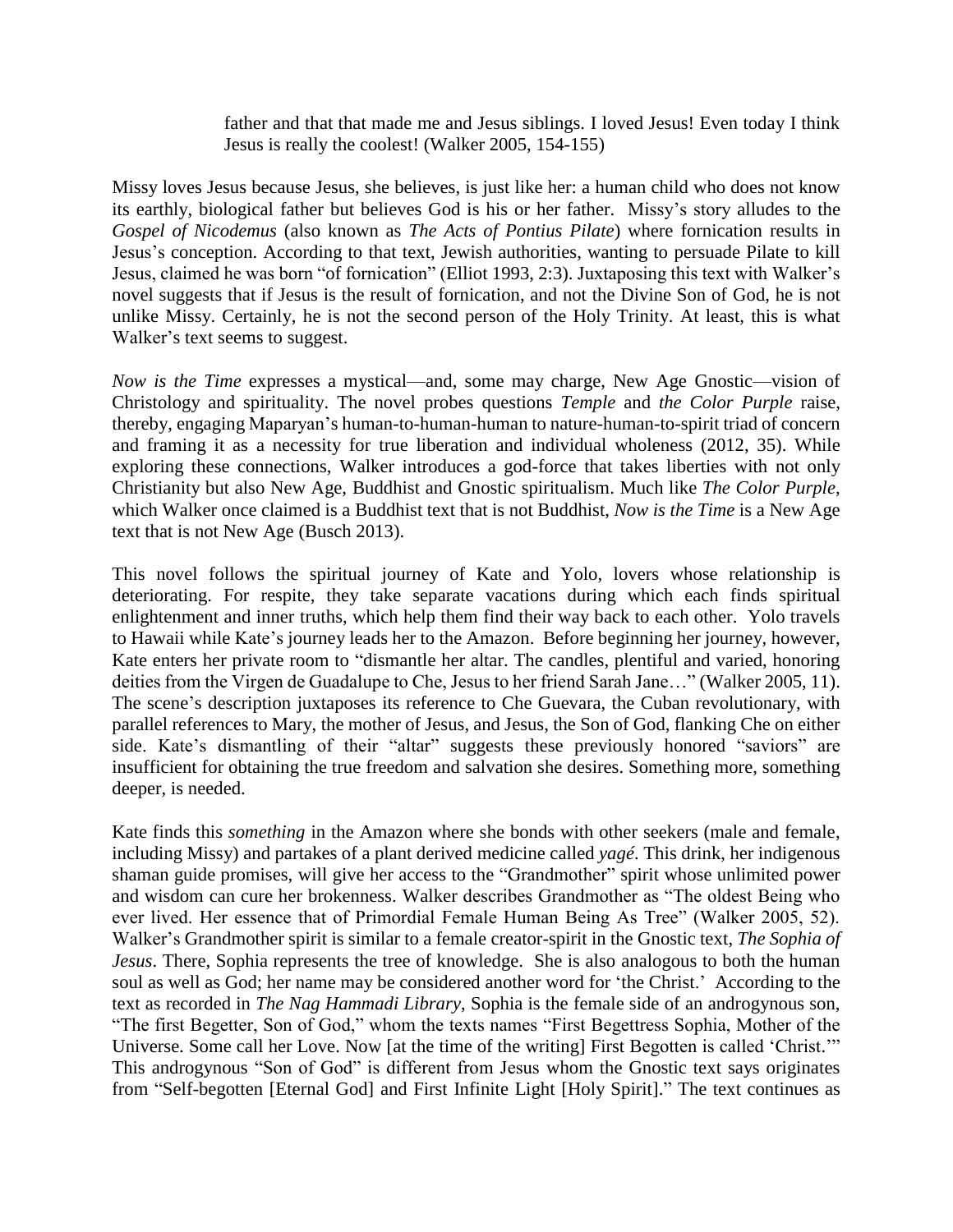> father and that that made me and Jesus siblings. I loved Jesus! Even today I think Jesus is really the coolest! (Walker 2005, 154-155)

Missy loves Jesus because Jesus, she believes, is just like her: a human child who does not know its earthly, biological father but believes God is his or her father. Missy's story alludes to the *Gospel of Nicodemus* (also known as *The Acts of Pontius Pilate*) where fornication results in Jesus's conception. According to that text, Jewish authorities, wanting to persuade Pilate to kill Jesus, claimed he was born "of fornication" (Elliot 1993, 2:3). Juxtaposing this text with Walker's novel suggests that if Jesus is the result of fornication, and not the Divine Son of God, he is not unlike Missy. Certainly, he is not the second person of the Holy Trinity. At least, this is what Walker's text seems to suggest.

*Now is the Time* expresses a mystical—and, some may charge, New Age Gnostic—vision of Christology and spirituality. The novel probes questions *Temple* and *the Color Purple* raise, thereby, engaging Maparyan's human-to-human-human to nature-human-to-spirit triad of concern and framing it as a necessity for true liberation and individual wholeness (2012, 35). While exploring these connections, Walker introduces a god-force that takes liberties with not only Christianity but also New Age, Buddhist and Gnostic spiritualism. Much like *The Color Purple*, which Walker once claimed is a Buddhist text that is not Buddhist, *Now is the Time* is a New Age text that is not New Age (Busch 2013).

This novel follows the spiritual journey of Kate and Yolo, lovers whose relationship is deteriorating. For respite, they take separate vacations during which each finds spiritual enlightenment and inner truths, which help them find their way back to each other. Yolo travels to Hawaii while Kate's journey leads her to the Amazon. Before beginning her journey, however, Kate enters her private room to "dismantle her altar. The candles, plentiful and varied, honoring deities from the Virgen de Guadalupe to Che, Jesus to her friend Sarah Jane…" (Walker 2005, 11). The scene's description juxtaposes its reference to Che Guevara, the Cuban revolutionary, with parallel references to Mary, the mother of Jesus, and Jesus, the Son of God, flanking Che on either side. Kate's dismantling of their "altar" suggests these previously honored "saviors" are insufficient for obtaining the true freedom and salvation she desires. Something more, something deeper, is needed.

Kate finds this *something* in the Amazon where she bonds with other seekers (male and female, including Missy) and partakes of a plant derived medicine called *yagé*. This drink, her indigenous shaman guide promises, will give her access to the "Grandmother" spirit whose unlimited power and wisdom can cure her brokenness. Walker describes Grandmother as "The oldest Being who ever lived. Her essence that of Primordial Female Human Being As Tree" (Walker 2005, 52). Walker's Grandmother spirit is similar to a female creator-spirit in the Gnostic text, *The Sophia of Jesus*. There, Sophia represents the tree of knowledge. She is also analogous to both the human soul as well as God; her name may be considered another word for 'the Christ.' According to the text as recorded in *The Nag Hammadi Library*, Sophia is the female side of an androgynous son, "The first Begetter, Son of God," whom the texts names "First Begettress Sophia, Mother of the Universe. Some call her Love. Now [at the time of the writing] First Begotten is called 'Christ.'" This androgynous "Son of God" is different from Jesus whom the Gnostic text says originates from "Self-begotten [Eternal God] and First Infinite Light [Holy Spirit]." The text continues as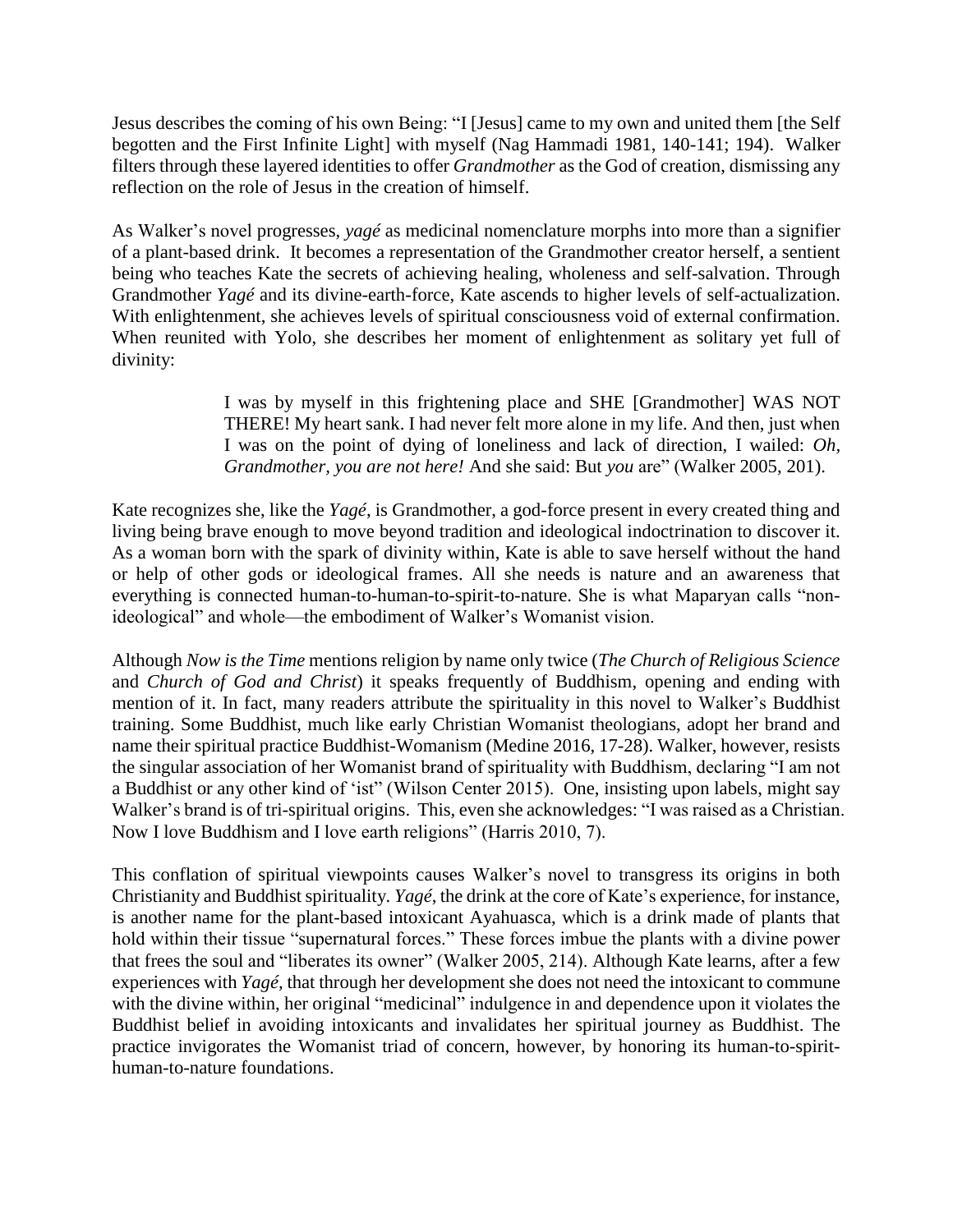Jesus describes the coming of his own Being: "I [Jesus] came to my own and united them [the Self begotten and the First Infinite Light] with myself (Nag Hammadi 1981, 140-141; 194). Walker filters through these layered identities to offer *Grandmother* as the God of creation, dismissing any reflection on the role of Jesus in the creation of himself.

As Walker's novel progresses, *yagé* as medicinal nomenclature morphs into more than a signifier of a plant-based drink. It becomes a representation of the Grandmother creator herself, a sentient being who teaches Kate the secrets of achieving healing, wholeness and self-salvation. Through Grandmother *Yagé* and its divine-earth-force, Kate ascends to higher levels of self-actualization. With enlightenment, she achieves levels of spiritual consciousness void of external confirmation. When reunited with Yolo, she describes her moment of enlightenment as solitary yet full of divinity:

> I was by myself in this frightening place and SHE [Grandmother] WAS NOT THERE! My heart sank. I had never felt more alone in my life. And then, just when I was on the point of dying of loneliness and lack of direction, I wailed: *Oh, Grandmother, you are not here!* And she said: But *you* are" (Walker 2005, 201).

Kate recognizes she, like the *Yagé*, is Grandmother, a god-force present in every created thing and living being brave enough to move beyond tradition and ideological indoctrination to discover it. As a woman born with the spark of divinity within, Kate is able to save herself without the hand or help of other gods or ideological frames. All she needs is nature and an awareness that everything is connected human-to-human-to-spirit-to-nature. She is what Maparyan calls "non-ideological" and whole—the embodiment of Walker's Womanist vision.

Although *Now is the Time* mentions religion by name only twice (*The Church of Religious Science* and *Church of God and Christ*) it speaks frequently of Buddhism, opening and ending with mention of it. In fact, many readers attribute the spirituality in this novel to Walker's Buddhist training. Some Buddhist, much like early Christian Womanist theologians, adopt her brand and name their spiritual practice Buddhist-Womanism (Medine 2016, 17-28). Walker, however, resists the singular association of her Womanist brand of spirituality with Buddhism, declaring "I am not a Buddhist or any other kind of 'ist" (Wilson Center 2015). One, insisting upon labels, might say Walker's brand is of tri-spiritual origins. This, even she acknowledges: "I was raised as a Christian. Now I love Buddhism and I love earth religions" (Harris 2010, 7).

This conflation of spiritual viewpoints causes Walker's novel to transgress its origins in both Christianity and Buddhist spirituality. *Yagé*, the drink at the core of Kate's experience, for instance, is another name for the plant-based intoxicant Ayahuasca, which is a drink made of plants that hold within their tissue "supernatural forces." These forces imbue the plants with a divine power that frees the soul and "liberates its owner" (Walker 2005, 214). Although Kate learns, after a few experiences with *Yagé*, that through her development she does not need the intoxicant to commune with the divine within, her original "medicinal" indulgence in and dependence upon it violates the Buddhist belief in avoiding intoxicants and invalidates her spiritual journey as Buddhist. The practice invigorates the Womanist triad of concern, however, by honoring its human-to-spirit-human-to-nature foundations.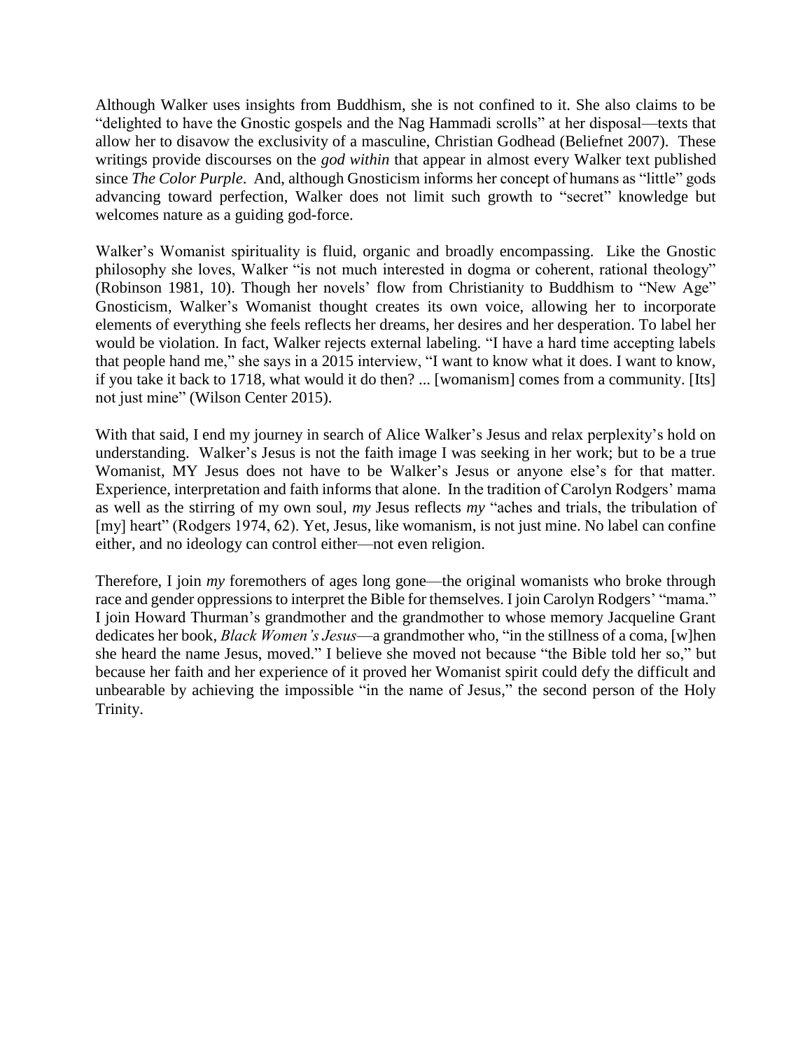Although Walker uses insights from Buddhism, she is not confined to it. She also claims to be "delighted to have the Gnostic gospels and the Nag Hammadi scrolls" at her disposal—texts that allow her to disavow the exclusivity of a masculine, Christian Godhead (Beliefnet 2007). These writings provide discourses on the *god within* that appear in almost every Walker text published since *The Color Purple*. And, although Gnosticism informs her concept of humans as "little" gods advancing toward perfection, Walker does not limit such growth to "secret" knowledge but welcomes nature as a guiding god-force.

Walker's Womanist spirituality is fluid, organic and broadly encompassing. Like the Gnostic philosophy she loves, Walker "is not much interested in dogma or coherent, rational theology" (Robinson 1981, 10). Though her novels' flow from Christianity to Buddhism to "New Age" Gnosticism, Walker's Womanist thought creates its own voice, allowing her to incorporate elements of everything she feels reflects her dreams, her desires and her desperation. To label her would be violation. In fact, Walker rejects external labeling. "I have a hard time accepting labels that people hand me," she says in a 2015 interview, "I want to know what it does. I want to know, if you take it back to 1718, what would it do then? ... [womanism] comes from a community. [Its] not just mine" (Wilson Center 2015).

With that said, I end my journey in search of Alice Walker's Jesus and relax perplexity's hold on understanding. Walker's Jesus is not the faith image I was seeking in her work; but to be a true Womanist, MY Jesus does not have to be Walker's Jesus or anyone else's for that matter. Experience, interpretation and faith informs that alone. In the tradition of Carolyn Rodgers' mama as well as the stirring of my own soul, *my* Jesus reflects *my* "aches and trials, the tribulation of [my] heart" (Rodgers 1974, 62). Yet, Jesus, like womanism, is not just mine. No label can confine either, and no ideology can control either—not even religion.

Therefore, I join *my* foremothers of ages long gone—the original womanists who broke through race and gender oppressions to interpret the Bible for themselves. I join Carolyn Rodgers' "mama." I join Howard Thurman's grandmother and the grandmother to whose memory Jacqueline Grant dedicates her book, *Black Women's Jesus*—a grandmother who, "in the stillness of a coma, [w]hen she heard the name Jesus, moved." I believe she moved not because "the Bible told her so," but because her faith and her experience of it proved her Womanist spirit could defy the difficult and unbearable by achieving the impossible "in the name of Jesus," the second person of the Holy Trinity.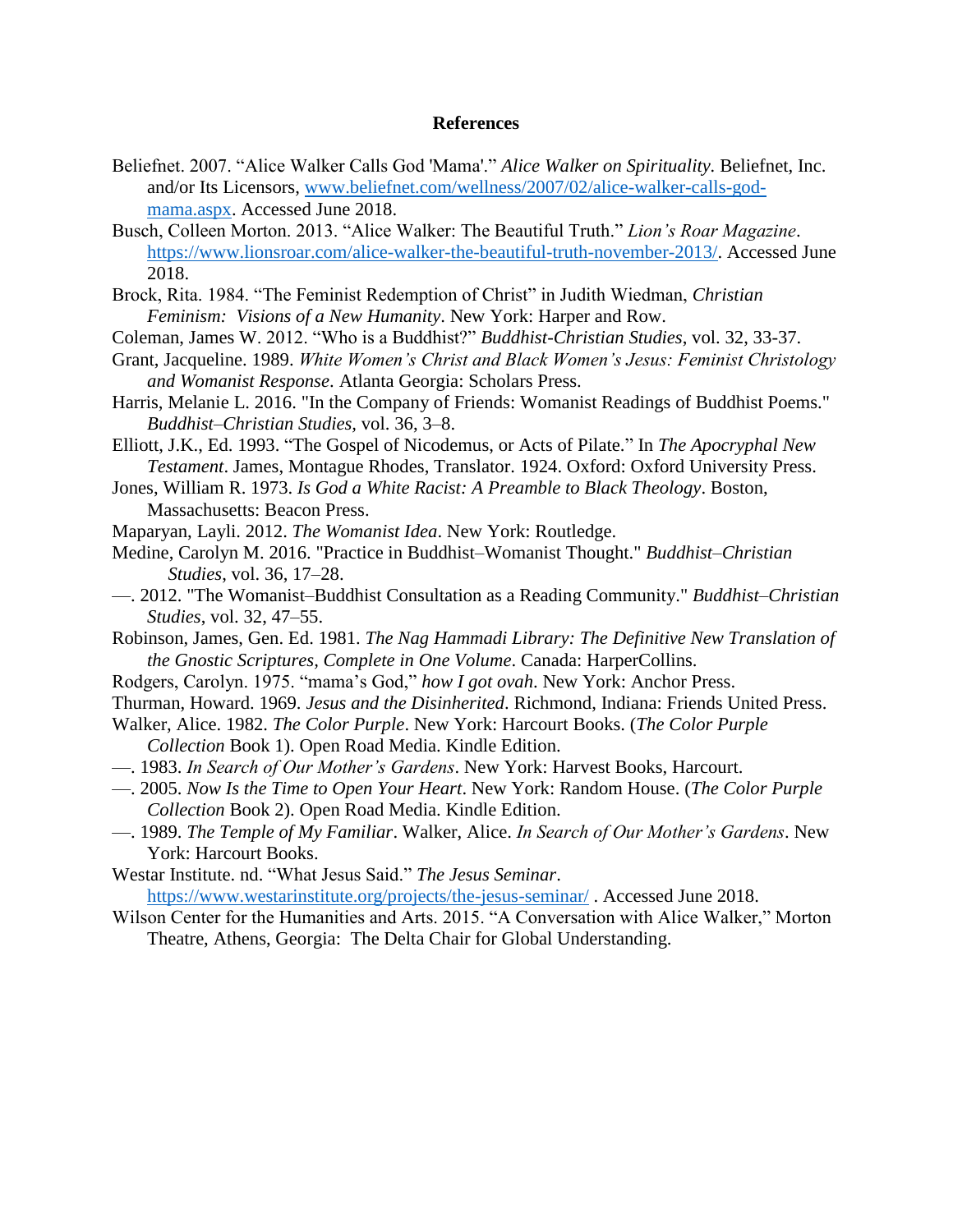### References

Beliefnet. 2007. "Alice Walker Calls God 'Mama'." *Alice Walker on Spirituality*. Beliefnet, Inc. and/or Its Licensors, www.beliefnet.com/wellness/2007/02/alice-walker-calls-god-mama.aspx. Accessed June 2018.

Busch, Colleen Morton. 2013. "Alice Walker: The Beautiful Truth." *Lion's Roar Magazine*. https://www.lionsroar.com/alice-walker-the-beautiful-truth-november-2013/. Accessed June 2018.

Brock, Rita. 1984. "The Feminist Redemption of Christ" in Judith Wiedman, *Christian Feminism: Visions of a New Humanity*. New York: Harper and Row.

Coleman, James W. 2012. "Who is a Buddhist?" *Buddhist-Christian Studies*, vol. 32, 33-37.

Grant, Jacqueline. 1989. *White Women's Christ and Black Women's Jesus: Feminist Christology and Womanist Response*. Atlanta Georgia: Scholars Press.

Harris, Melanie L. 2016. "In the Company of Friends: Womanist Readings of Buddhist Poems." *Buddhist–Christian Studies,* vol. 36, 3–8.

Elliott, J.K., Ed. 1993. "The Gospel of Nicodemus, or Acts of Pilate." In *The Apocryphal New Testament*. James, Montague Rhodes, Translator. 1924. Oxford: Oxford University Press.

Jones, William R. 1973. *Is God a White Racist: A Preamble to Black Theology*. Boston, Massachusetts: Beacon Press.

Maparyan, Layli. 2012. *The Womanist Idea*. New York: Routledge.

Medine, Carolyn M. 2016. "Practice in Buddhist–Womanist Thought." *Buddhist–Christian Studies*, vol. 36, 17–28.

—. 2012. "The Womanist–Buddhist Consultation as a Reading Community." *Buddhist–Christian Studies*, vol. 32, 47–55.

Robinson, James, Gen. Ed. 1981. *The Nag Hammadi Library: The Definitive New Translation of the Gnostic Scriptures, Complete in One Volume*. Canada: HarperCollins.

Rodgers, Carolyn. 1975. "mama's God," *how I got ovah*. New York: Anchor Press.

Thurman, Howard. 1969. *Jesus and the Disinherited*. Richmond, Indiana: Friends United Press.

Walker, Alice. 1982. *The Color Purple*. New York: Harcourt Books. (*The Color Purple Collection* Book 1). Open Road Media. Kindle Edition.

—. 1983. *In Search of Our Mother's Gardens*. New York: Harvest Books, Harcourt.

—. 2005. *Now Is the Time to Open Your Heart*. New York: Random House. (*The Color Purple Collection* Book 2). Open Road Media. Kindle Edition.

—. 1989. *The Temple of My Familiar*. Walker, Alice. *In Search of Our Mother's Gardens*. New York: Harcourt Books.

Westar Institute. nd. "What Jesus Said." *The Jesus Seminar*. https://www.westarinstitute.org/projects/the-jesus-seminar/ . Accessed June 2018.

Wilson Center for the Humanities and Arts. 2015. "A Conversation with Alice Walker," Morton Theatre, Athens, Georgia: The Delta Chair for Global Understanding.